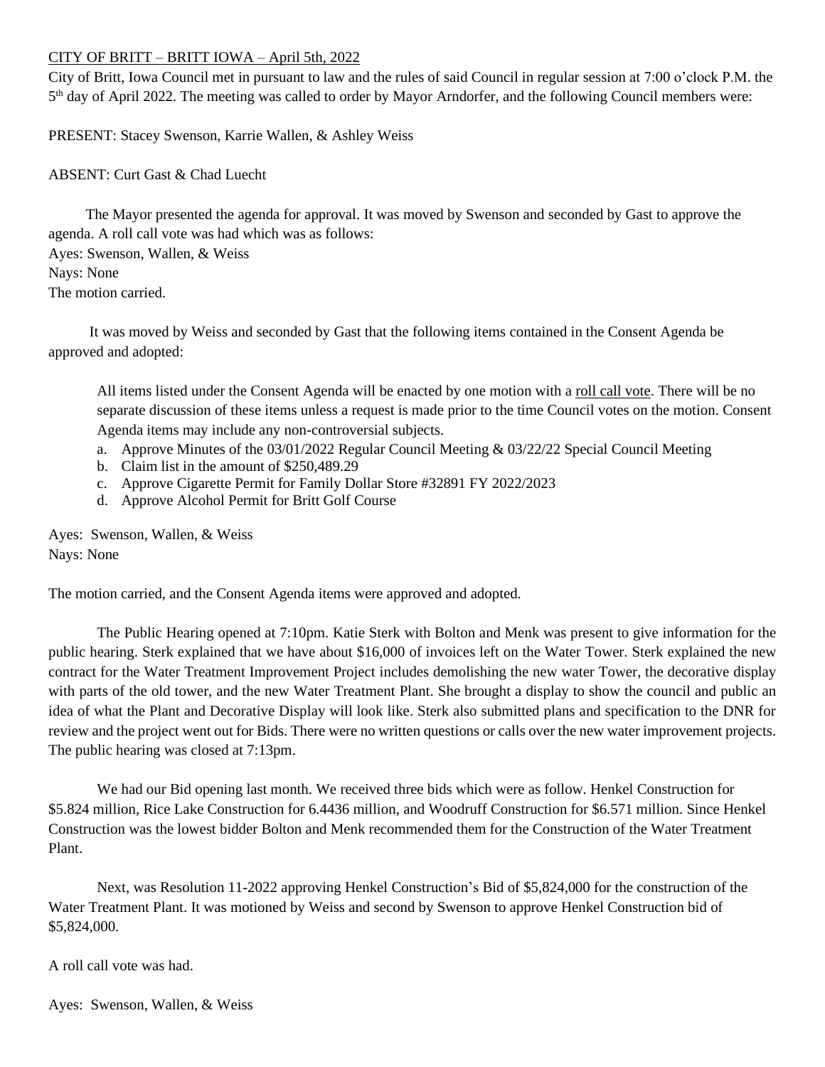CITY OF BRITT – BRITT IOWA – April 5th, 2022

City of Britt, Iowa Council met in pursuant to law and the rules of said Council in regular session at 7:00 o'clock P.M. the 5th day of April 2022. The meeting was called to order by Mayor Arndorfer, and the following Council members were:

PRESENT: Stacey Swenson, Karrie Wallen, & Ashley Weiss

ABSENT: Curt Gast & Chad Luecht

The Mayor presented the agenda for approval. It was moved by Swenson and seconded by Gast to approve the agenda. A roll call vote was had which was as follows:
Ayes: Swenson, Wallen, & Weiss
Nays: None
The motion carried.

It was moved by Weiss and seconded by Gast that the following items contained in the Consent Agenda be approved and adopted:

> All items listed under the Consent Agenda will be enacted by one motion with a roll call vote. There will be no separate discussion of these items unless a request is made prior to the time Council votes on the motion. Consent Agenda items may include any non-controversial subjects.
>
> a. Approve Minutes of the 03/01/2022 Regular Council Meeting & 03/22/22 Special Council Meeting
> b. Claim list in the amount of $250,489.29
> c. Approve Cigarette Permit for Family Dollar Store #32891 FY 2022/2023
> d. Approve Alcohol Permit for Britt Golf Course

Ayes: Swenson, Wallen, & Weiss
Nays: None

The motion carried, and the Consent Agenda items were approved and adopted.

The Public Hearing opened at 7:10pm. Katie Sterk with Bolton and Menk was present to give information for the public hearing. Sterk explained that we have about $16,000 of invoices left on the Water Tower. Sterk explained the new contract for the Water Treatment Improvement Project includes demolishing the new water Tower, the decorative display with parts of the old tower, and the new Water Treatment Plant. She brought a display to show the council and public an idea of what the Plant and Decorative Display will look like. Sterk also submitted plans and specification to the DNR for review and the project went out for Bids. There were no written questions or calls over the new water improvement projects. The public hearing was closed at 7:13pm.

We had our Bid opening last month. We received three bids which were as follow. Henkel Construction for $5.824 million, Rice Lake Construction for 6.4436 million, and Woodruff Construction for $6.571 million. Since Henkel Construction was the lowest bidder Bolton and Menk recommended them for the Construction of the Water Treatment Plant.

Next, was Resolution 11-2022 approving Henkel Construction's Bid of $5,824,000 for the construction of the Water Treatment Plant. It was motioned by Weiss and second by Swenson to approve Henkel Construction bid of $5,824,000.

A roll call vote was had.

Ayes: Swenson, Wallen, & Weiss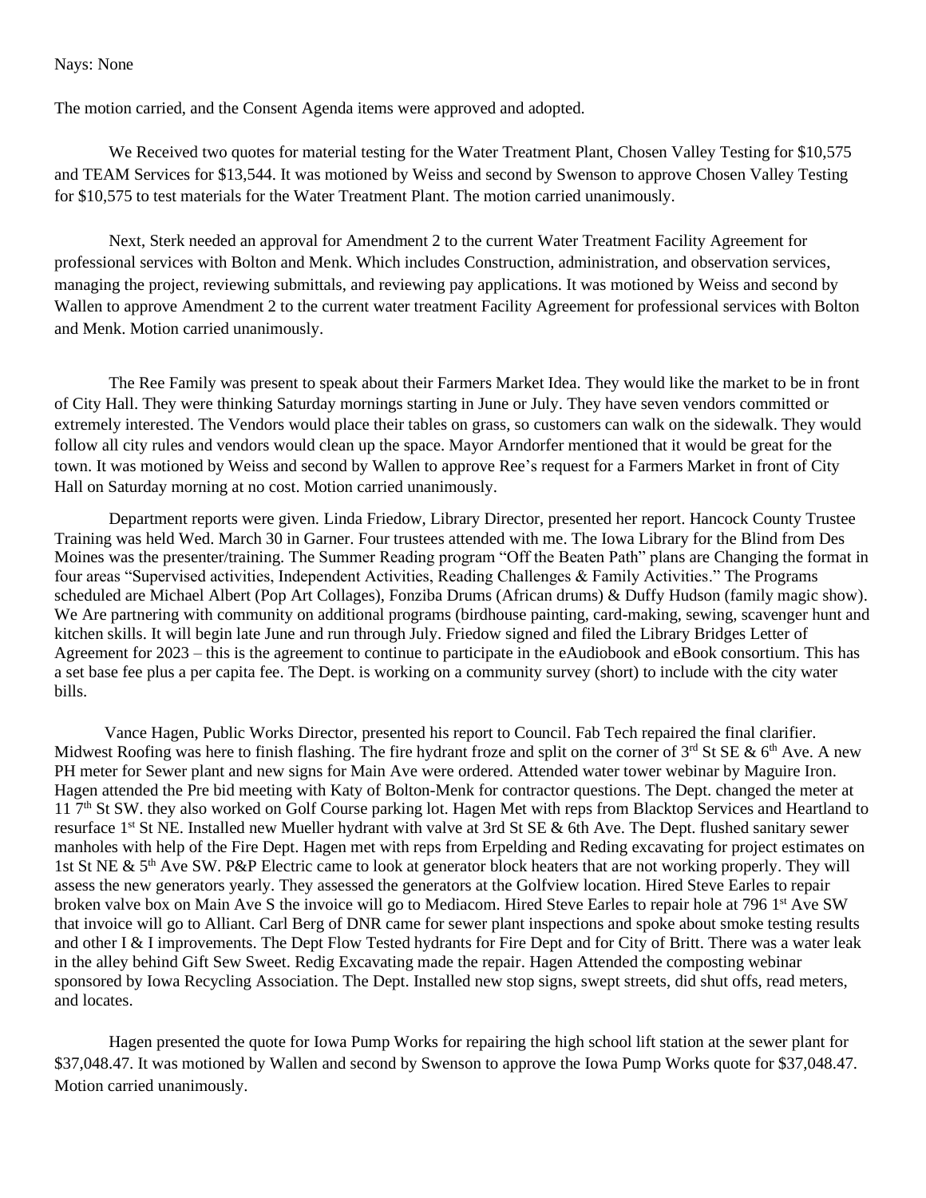Nays: None

The motion carried, and the Consent Agenda items were approved and adopted.

We Received two quotes for material testing for the Water Treatment Plant, Chosen Valley Testing for $10,575 and TEAM Services for $13,544. It was motioned by Weiss and second by Swenson to approve Chosen Valley Testing for $10,575 to test materials for the Water Treatment Plant. The motion carried unanimously.

Next, Sterk needed an approval for Amendment 2 to the current Water Treatment Facility Agreement for professional services with Bolton and Menk. Which includes Construction, administration, and observation services, managing the project, reviewing submittals, and reviewing pay applications. It was motioned by Weiss and second by Wallen to approve Amendment 2 to the current water treatment Facility Agreement for professional services with Bolton and Menk. Motion carried unanimously.

The Ree Family was present to speak about their Farmers Market Idea. They would like the market to be in front of City Hall. They were thinking Saturday mornings starting in June or July. They have seven vendors committed or extremely interested. The Vendors would place their tables on grass, so customers can walk on the sidewalk. They would follow all city rules and vendors would clean up the space. Mayor Arndorfer mentioned that it would be great for the town. It was motioned by Weiss and second by Wallen to approve Ree's request for a Farmers Market in front of City Hall on Saturday morning at no cost. Motion carried unanimously.

Department reports were given. Linda Friedow, Library Director, presented her report. Hancock County Trustee Training was held Wed. March 30 in Garner. Four trustees attended with me. The Iowa Library for the Blind from Des Moines was the presenter/training. The Summer Reading program "Off the Beaten Path" plans are Changing the format in four areas "Supervised activities, Independent Activities, Reading Challenges & Family Activities." The Programs scheduled are Michael Albert (Pop Art Collages), Fonziba Drums (African drums) & Duffy Hudson (family magic show). We Are partnering with community on additional programs (birdhouse painting, card-making, sewing, scavenger hunt and kitchen skills. It will begin late June and run through July. Friedow signed and filed the Library Bridges Letter of Agreement for 2023 – this is the agreement to continue to participate in the eAudiobook and eBook consortium. This has a set base fee plus a per capita fee. The Dept. is working on a community survey (short) to include with the city water bills.

Vance Hagen, Public Works Director, presented his report to Council. Fab Tech repaired the final clarifier. Midwest Roofing was here to finish flashing. The fire hydrant froze and split on the corner of 3rd St SE & 6th Ave. A new PH meter for Sewer plant and new signs for Main Ave were ordered. Attended water tower webinar by Maguire Iron. Hagen attended the Pre bid meeting with Katy of Bolton-Menk for contractor questions. The Dept. changed the meter at 11 7th St SW. they also worked on Golf Course parking lot. Hagen Met with reps from Blacktop Services and Heartland to resurface 1st St NE. Installed new Mueller hydrant with valve at 3rd St SE & 6th Ave. The Dept. flushed sanitary sewer manholes with help of the Fire Dept. Hagen met with reps from Erpelding and Reding excavating for project estimates on 1st St NE & 5th Ave SW. P&P Electric came to look at generator block heaters that are not working properly. They will assess the new generators yearly. They assessed the generators at the Golfview location. Hired Steve Earles to repair broken valve box on Main Ave S the invoice will go to Mediacom. Hired Steve Earles to repair hole at 796 1st Ave SW that invoice will go to Alliant. Carl Berg of DNR came for sewer plant inspections and spoke about smoke testing results and other I & I improvements. The Dept Flow Tested hydrants for Fire Dept and for City of Britt. There was a water leak in the alley behind Gift Sew Sweet. Redig Excavating made the repair. Hagen Attended the composting webinar sponsored by Iowa Recycling Association. The Dept. Installed new stop signs, swept streets, did shut offs, read meters, and locates.

Hagen presented the quote for Iowa Pump Works for repairing the high school lift station at the sewer plant for $37,048.47. It was motioned by Wallen and second by Swenson to approve the Iowa Pump Works quote for $37,048.47. Motion carried unanimously.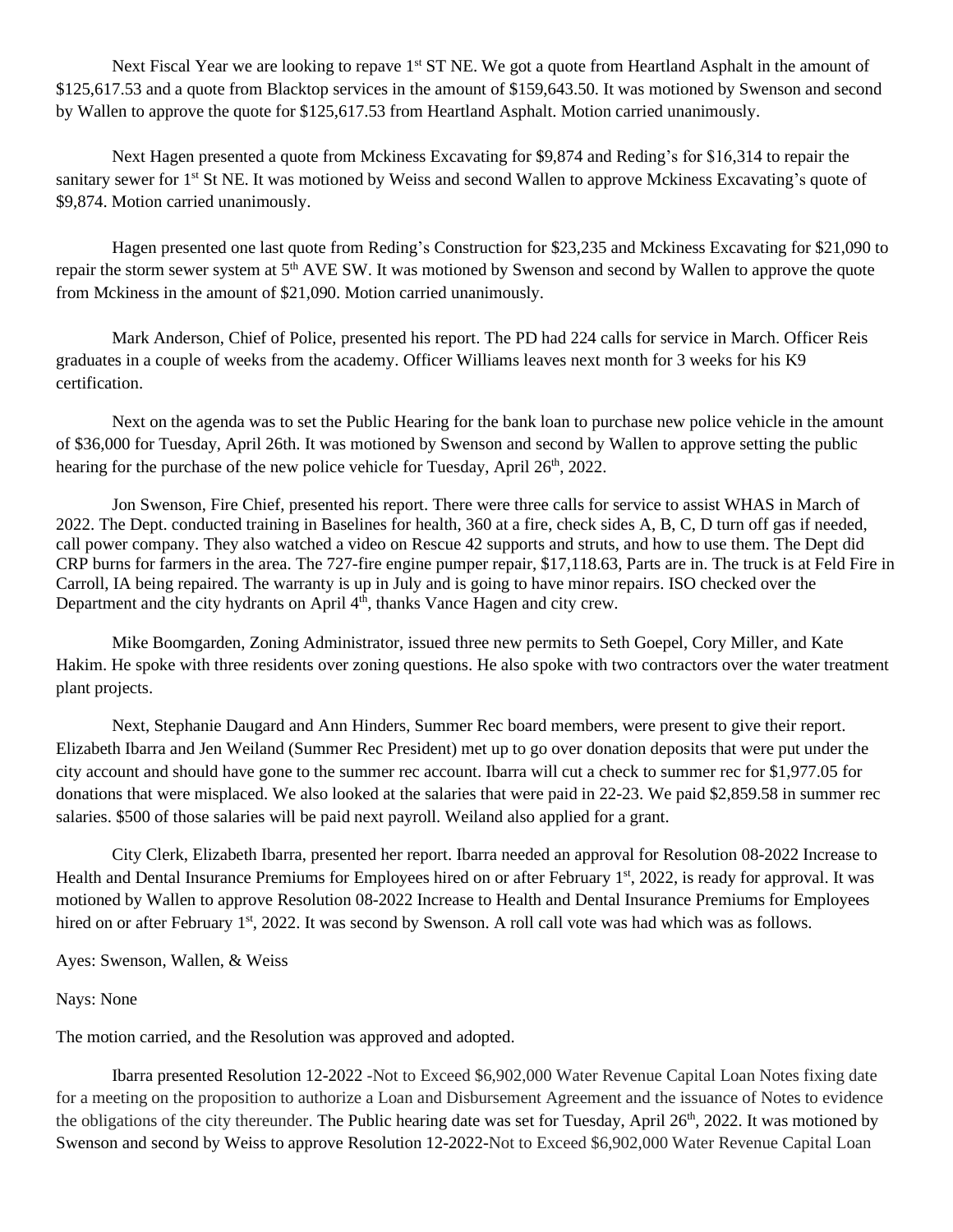Next Fiscal Year we are looking to repave 1st ST NE. We got a quote from Heartland Asphalt in the amount of $125,617.53 and a quote from Blacktop services in the amount of $159,643.50. It was motioned by Swenson and second by Wallen to approve the quote for $125,617.53 from Heartland Asphalt. Motion carried unanimously.

Next Hagen presented a quote from Mckiness Excavating for $9,874 and Reding's for $16,314 to repair the sanitary sewer for 1st St NE. It was motioned by Weiss and second Wallen to approve Mckiness Excavating's quote of $9,874. Motion carried unanimously.

Hagen presented one last quote from Reding's Construction for $23,235 and Mckiness Excavating for $21,090 to repair the storm sewer system at 5th AVE SW. It was motioned by Swenson and second by Wallen to approve the quote from Mckiness in the amount of $21,090. Motion carried unanimously.

Mark Anderson, Chief of Police, presented his report. The PD had 224 calls for service in March. Officer Reis graduates in a couple of weeks from the academy. Officer Williams leaves next month for 3 weeks for his K9 certification.

Next on the agenda was to set the Public Hearing for the bank loan to purchase new police vehicle in the amount of $36,000 for Tuesday, April 26th. It was motioned by Swenson and second by Wallen to approve setting the public hearing for the purchase of the new police vehicle for Tuesday, April 26th, 2022.

Jon Swenson, Fire Chief, presented his report. There were three calls for service to assist WHAS in March of 2022. The Dept. conducted training in Baselines for health, 360 at a fire, check sides A, B, C, D turn off gas if needed, call power company. They also watched a video on Rescue 42 supports and struts, and how to use them. The Dept did CRP burns for farmers in the area. The 727-fire engine pumper repair, $17,118.63, Parts are in. The truck is at Feld Fire in Carroll, IA being repaired. The warranty is up in July and is going to have minor repairs. ISO checked over the Department and the city hydrants on April 4th, thanks Vance Hagen and city crew.

Mike Boomgarden, Zoning Administrator, issued three new permits to Seth Goepel, Cory Miller, and Kate Hakim. He spoke with three residents over zoning questions. He also spoke with two contractors over the water treatment plant projects.

Next, Stephanie Daugard and Ann Hinders, Summer Rec board members, were present to give their report. Elizabeth Ibarra and Jen Weiland (Summer Rec President) met up to go over donation deposits that were put under the city account and should have gone to the summer rec account. Ibarra will cut a check to summer rec for $1,977.05 for donations that were misplaced. We also looked at the salaries that were paid in 22-23. We paid $2,859.58 in summer rec salaries. $500 of those salaries will be paid next payroll. Weiland also applied for a grant.

City Clerk, Elizabeth Ibarra, presented her report. Ibarra needed an approval for Resolution 08-2022 Increase to Health and Dental Insurance Premiums for Employees hired on or after February 1st, 2022, is ready for approval. It was motioned by Wallen to approve Resolution 08-2022 Increase to Health and Dental Insurance Premiums for Employees hired on or after February 1st, 2022. It was second by Swenson. A roll call vote was had which was as follows.

Ayes: Swenson, Wallen, & Weiss

Nays: None

The motion carried, and the Resolution was approved and adopted.

Ibarra presented Resolution 12-2022 -Not to Exceed $6,902,000 Water Revenue Capital Loan Notes fixing date for a meeting on the proposition to authorize a Loan and Disbursement Agreement and the issuance of Notes to evidence the obligations of the city thereunder. The Public hearing date was set for Tuesday, April 26th, 2022. It was motioned by Swenson and second by Weiss to approve Resolution 12-2022-Not to Exceed $6,902,000 Water Revenue Capital Loan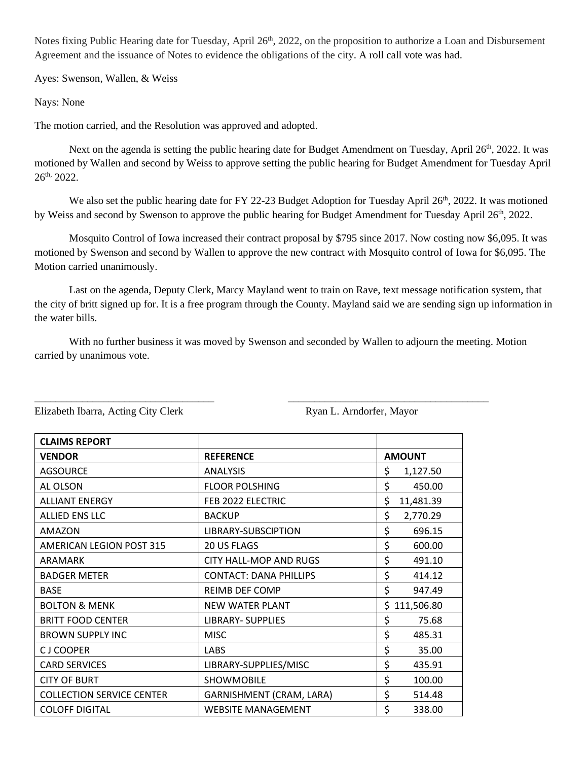Notes fixing Public Hearing date for Tuesday, April 26th, 2022, on the proposition to authorize a Loan and Disbursement Agreement and the issuance of Notes to evidence the obligations of the city. A roll call vote was had.

Ayes: Swenson, Wallen, & Weiss

Nays: None

The motion carried, and the Resolution was approved and adopted.

Next on the agenda is setting the public hearing date for Budget Amendment on Tuesday, April 26th, 2022. It was motioned by Wallen and second by Weiss to approve setting the public hearing for Budget Amendment for Tuesday April 26th, 2022.

We also set the public hearing date for FY 22-23 Budget Adoption for Tuesday April 26th, 2022. It was motioned by Weiss and second by Swenson to approve the public hearing for Budget Amendment for Tuesday April 26th, 2022.

Mosquito Control of Iowa increased their contract proposal by $795 since 2017. Now costing now $6,095. It was motioned by Swenson and second by Wallen to approve the new contract with Mosquito control of Iowa for $6,095. The Motion carried unanimously.

Last on the agenda, Deputy Clerk, Marcy Mayland went to train on Rave, text message notification system, that the city of britt signed up for. It is a free program through the County. Mayland said we are sending sign up information in the water bills.

With no further business it was moved by Swenson and seconded by Wallen to adjourn the meeting. Motion carried by unanimous vote.

___________________________________ ___________________________________

Elizabeth Ibarra, Acting City Clerk Ryan L. Arndorfer, Mayor

| CLAIMS REPORT | | |
|---|---|---|
| **VENDOR** | **REFERENCE** | **AMOUNT** |
| AGSOURCE | ANALYSIS | $ 1,127.50 |
| AL OLSON | FLOOR POLSHING | $ 450.00 |
| ALLIANT ENERGY | FEB 2022 ELECTRIC | $ 11,481.39 |
| ALLIED ENS LLC | BACKUP | $ 2,770.29 |
| AMAZON | LIBRARY-SUBSCIPTION | $ 696.15 |
| AMERICAN LEGION POST 315 | 20 US FLAGS | $ 600.00 |
| ARAMARK | CITY HALL-MOP AND RUGS | $ 491.10 |
| BADGER METER | CONTACT: DANA PHILLIPS | $ 414.12 |
| BASE | REIMB DEF COMP | $ 947.49 |
| BOLTON & MENK | NEW WATER PLANT | $ 111,506.80 |
| BRITT FOOD CENTER | LIBRARY- SUPPLIES | $ 75.68 |
| BROWN SUPPLY INC | MISC | $ 485.31 |
| C J COOPER | LABS | $ 35.00 |
| CARD SERVICES | LIBRARY-SUPPLIES/MISC | $ 435.91 |
| CITY OF BURT | SHOWMOBILE | $ 100.00 |
| COLLECTION SERVICE CENTER | GARNISHMENT (CRAM, LARA) | $ 514.48 |
| COLOFF DIGITAL | WEBSITE MANAGEMENT | $ 338.00 |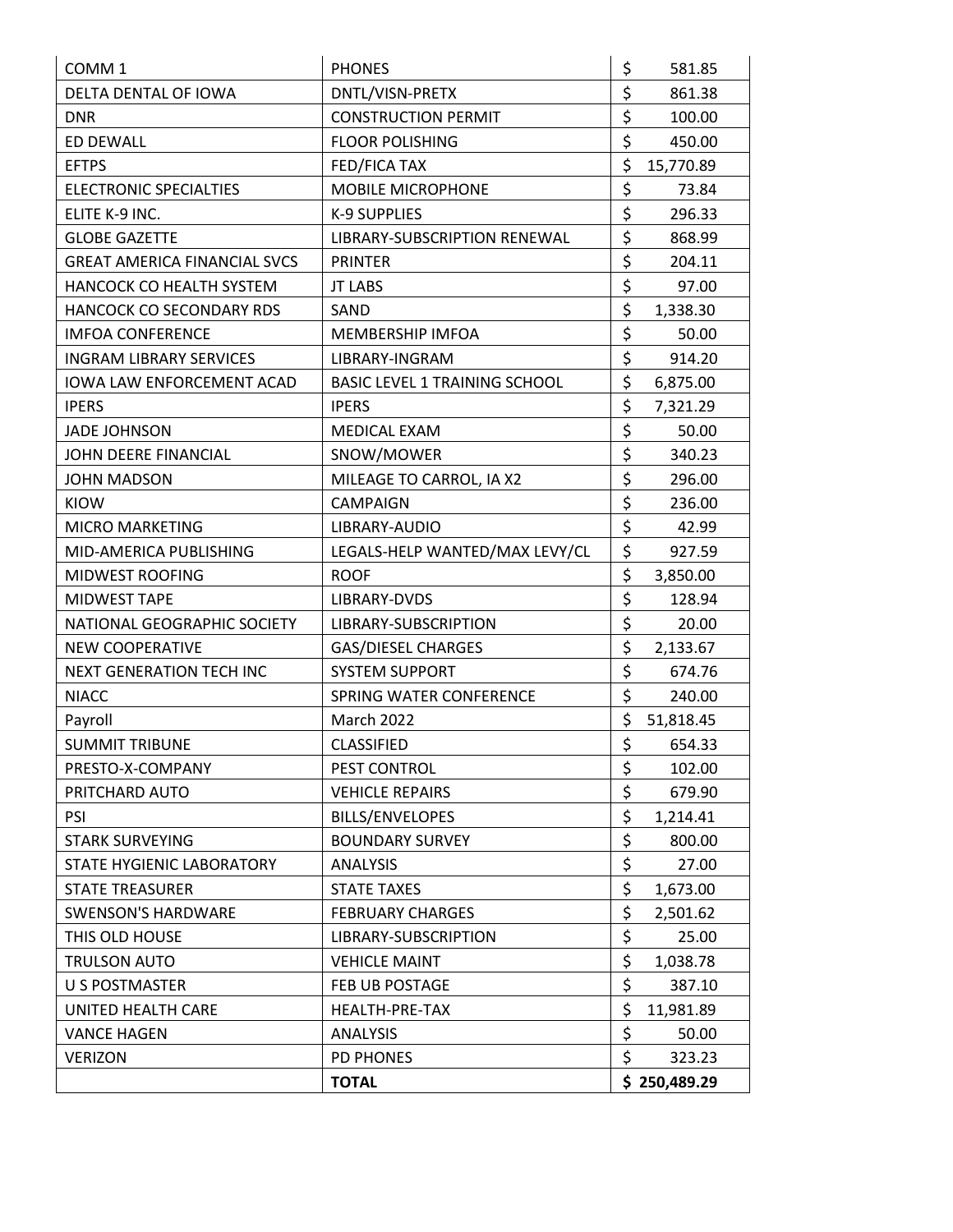| | | |
|---|---|---|
| COMM 1 | PHONES | $ 581.85 |
| DELTA DENTAL OF IOWA | DNTL/VISN-PRETX | $ 861.38 |
| DNR | CONSTRUCTION PERMIT | $ 100.00 |
| ED DEWALL | FLOOR POLISHING | $ 450.00 |
| EFTPS | FED/FICA TAX | $ 15,770.89 |
| ELECTRONIC SPECIALTIES | MOBILE MICROPHONE | $ 73.84 |
| ELITE K-9 INC. | K-9 SUPPLIES | $ 296.33 |
| GLOBE GAZETTE | LIBRARY-SUBSCRIPTION RENEWAL | $ 868.99 |
| GREAT AMERICA FINANCIAL SVCS | PRINTER | $ 204.11 |
| HANCOCK CO HEALTH SYSTEM | JT LABS | $ 97.00 |
| HANCOCK CO SECONDARY RDS | SAND | $ 1,338.30 |
| IMFOA CONFERENCE | MEMBERSHIP IMFOA | $ 50.00 |
| INGRAM LIBRARY SERVICES | LIBRARY-INGRAM | $ 914.20 |
| IOWA LAW ENFORCEMENT ACAD | BASIC LEVEL 1 TRAINING SCHOOL | $ 6,875.00 |
| IPERS | IPERS | $ 7,321.29 |
| JADE JOHNSON | MEDICAL EXAM | $ 50.00 |
| JOHN DEERE FINANCIAL | SNOW/MOWER | $ 340.23 |
| JOHN MADSON | MILEAGE TO CARROL, IA X2 | $ 296.00 |
| KIOW | CAMPAIGN | $ 236.00 |
| MICRO MARKETING | LIBRARY-AUDIO | $ 42.99 |
| MID-AMERICA PUBLISHING | LEGALS-HELP WANTED/MAX LEVY/CL | $ 927.59 |
| MIDWEST ROOFING | ROOF | $ 3,850.00 |
| MIDWEST TAPE | LIBRARY-DVDS | $ 128.94 |
| NATIONAL GEOGRAPHIC SOCIETY | LIBRARY-SUBSCRIPTION | $ 20.00 |
| NEW COOPERATIVE | GAS/DIESEL CHARGES | $ 2,133.67 |
| NEXT GENERATION TECH INC | SYSTEM SUPPORT | $ 674.76 |
| NIACC | SPRING WATER CONFERENCE | $ 240.00 |
| Payroll | March 2022 | $ 51,818.45 |
| SUMMIT TRIBUNE | CLASSIFIED | $ 654.33 |
| PRESTO-X-COMPANY | PEST CONTROL | $ 102.00 |
| PRITCHARD AUTO | VEHICLE REPAIRS | $ 679.90 |
| PSI | BILLS/ENVELOPES | $ 1,214.41 |
| STARK SURVEYING | BOUNDARY SURVEY | $ 800.00 |
| STATE HYGIENIC LABORATORY | ANALYSIS | $ 27.00 |
| STATE TREASURER | STATE TAXES | $ 1,673.00 |
| SWENSON'S HARDWARE | FEBRUARY CHARGES | $ 2,501.62 |
| THIS OLD HOUSE | LIBRARY-SUBSCRIPTION | $ 25.00 |
| TRULSON AUTO | VEHICLE MAINT | $ 1,038.78 |
| U S POSTMASTER | FEB UB POSTAGE | $ 387.10 |
| UNITED HEALTH CARE | HEALTH-PRE-TAX | $ 11,981.89 |
| VANCE HAGEN | ANALYSIS | $ 50.00 |
| VERIZON | PD PHONES | $ 323.23 |
| | **TOTAL** | **$ 250,489.29** |